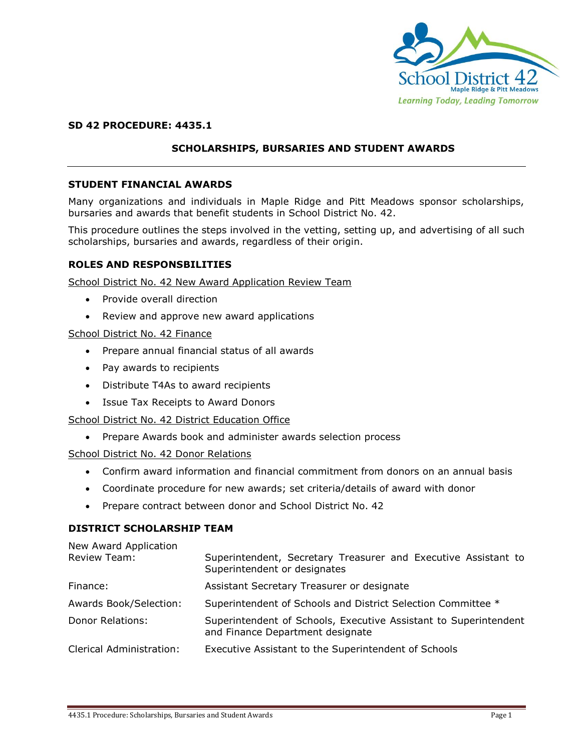**SD 42 PROCEDURE: 4435.1**

# SCHOLARSHIPS, BURSARIES AND STUDENT AWARDS

## STUDENT FINANCIAL AWARDS

Many organizations and individuals in Maple Ridge and Pitt Meadows sponsor scholarships, bursaries and awards that benefit students in School District No. 42.

This procedure outlines the steps involved in the vetting, setting up, and advertising of all such scholarships, bursaries and awards, regardless of their origin.

## ROLES AND RESPONSBILITIES

School District No. 42 New Award Application Review Team

- Provide overall direction
- Review and approve new award applications

School District No. 42 Finance

- Prepare annual financial status of all awards
- Pay awards to recipients
- Distribute T4As to award recipients
- Issue Tax Receipts to Award Donors

School District No. 42 District Education Office

- Prepare Awards book and administer awards selection process

School District No. 42 Donor Relations

- Confirm award information and financial commitment from donors on an annual basis
- Coordinate procedure for new awards; set criteria/details of award with donor
- Prepare contract between donor and School District No. 42

## DISTRICT SCHOLARSHIP TEAM

| | |
|---|---|
| New Award Application Review Team: | Superintendent, Secretary Treasurer and Executive Assistant to Superintendent or designates |
| Finance: | Assistant Secretary Treasurer or designate |
| Awards Book/Selection: | Superintendent of Schools and District Selection Committee * |
| Donor Relations: | Superintendent of Schools, Executive Assistant to Superintendent and Finance Department designate |
| Clerical Administration: | Executive Assistant to the Superintendent of Schools |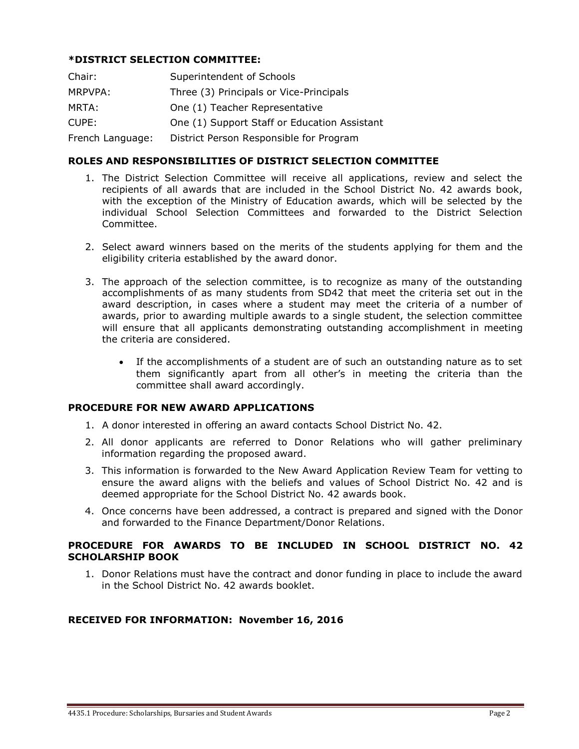**\*DISTRICT SELECTION COMMITTEE:**

| | |
|---|---|
| Chair: | Superintendent of Schools |
| MRPVPA: | Three (3) Principals or Vice-Principals |
| MRTA: | One (1) Teacher Representative |
| CUPE: | One (1) Support Staff or Education Assistant |
| French Language: | District Person Responsible for Program |

### ROLES AND RESPONSIBILITIES OF DISTRICT SELECTION COMMITTEE

1. The District Selection Committee will receive all applications, review and select the recipients of all awards that are included in the School District No. 42 awards book, with the exception of the Ministry of Education awards, which will be selected by the individual School Selection Committees and forwarded to the District Selection Committee.

2. Select award winners based on the merits of the students applying for them and the eligibility criteria established by the award donor.

3. The approach of the selection committee, is to recognize as many of the outstanding accomplishments of as many students from SD42 that meet the criteria set out in the award description, in cases where a student may meet the criteria of a number of awards, prior to awarding multiple awards to a single student, the selection committee will ensure that all applicants demonstrating outstanding accomplishment in meeting the criteria are considered.

   - If the accomplishments of a student are of such an outstanding nature as to set them significantly apart from all other's in meeting the criteria than the committee shall award accordingly.

### PROCEDURE FOR NEW AWARD APPLICATIONS

1. A donor interested in offering an award contacts School District No. 42.
2. All donor applicants are referred to Donor Relations who will gather preliminary information regarding the proposed award.
3. This information is forwarded to the New Award Application Review Team for vetting to ensure the award aligns with the beliefs and values of School District No. 42 and is deemed appropriate for the School District No. 42 awards book.
4. Once concerns have been addressed, a contract is prepared and signed with the Donor and forwarded to the Finance Department/Donor Relations.

### PROCEDURE FOR AWARDS TO BE INCLUDED IN SCHOOL DISTRICT NO. 42 SCHOLARSHIP BOOK

1. Donor Relations must have the contract and donor funding in place to include the award in the School District No. 42 awards booklet.

**RECEIVED FOR INFORMATION: November 16, 2016**